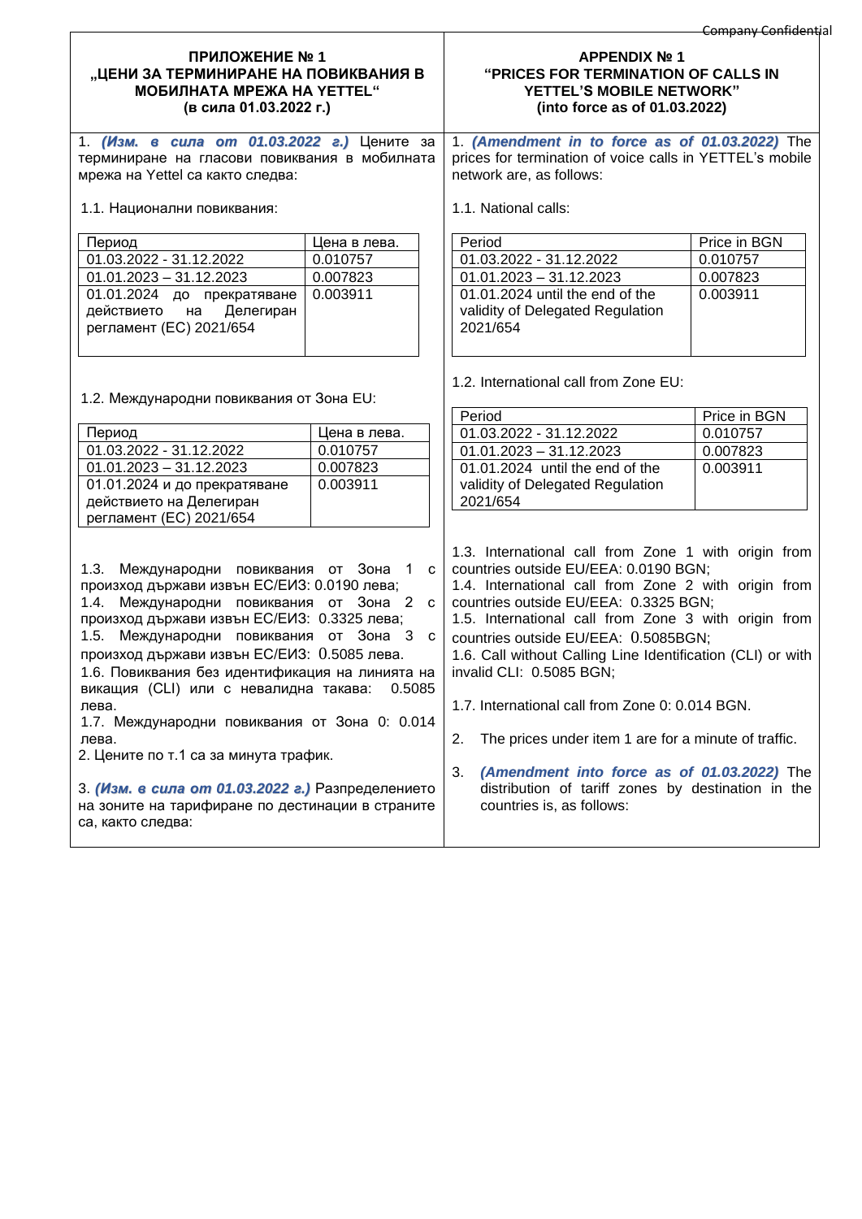## ПРИЛОЖЕНИЕ № 1 „ЦЕНИ ЗА ТЕРМИНИРАНЕ НА ПОВИКВАНИЯ В МОБИЛНАТА МРЕЖА НА YETTEL“ (в сила 01.03.2022 г.)

1. ***(Изм. в сила от 01.03.2022 г.)*** Цените за терминиране на гласови повиквания в мобилната мрежа на Yettel са както следва:

1.1. Национални повиквания:

| Период | Цена в лева. |
|---|---|
| 01.03.2022 - 31.12.2022 | 0.010757 |
| 01.01.2023 – 31.12.2023 | 0.007823 |
| 01.01.2024 до прекратяване действието на Делегиран регламент (ЕС) 2021/654 | 0.003911 |

1.2. Международни повиквания от Зона EU:

| Период | Цена в лева. |
|---|---|
| 01.03.2022 - 31.12.2022 | 0.010757 |
| 01.01.2023 – 31.12.2023 | 0.007823 |
| 01.01.2024 и до прекратяване действието на Делегиран регламент (ЕС) 2021/654 | 0.003911 |

1.3. Международни повиквания от Зона 1 с произход държави извън ЕС/ЕИЗ: 0.0190 лева;
1.4. Международни повиквания от Зона 2 с произход държави извън ЕС/ЕИЗ: 0.3325 лева;
1.5. Международни повиквания от Зона 3 с произход държави извън ЕС/ЕИЗ: 0.5085 лева.
1.6. Повиквания без идентификация на линията на викащия (CLI) или с невалидна такава: 0.5085 лева.
1.7. Международни повиквания от Зона 0: 0.014 лева.
2. Цените по т.1 са за минута трафик.

3. ***(Изм. в сила от 01.03.2022 г.)*** Разпределението на зоните на тарифиране по дестинации в страните са, както следва:

## APPENDIX № 1 "PRICES FOR TERMINATION OF CALLS IN YETTEL'S MOBILE NETWORK" (into force as of 01.03.2022)

1. ***(Amendment in to force as of 01.03.2022)*** The prices for termination of voice calls in YETTEL's mobile network are, as follows:

1.1. National calls:

| Period | Price in BGN |
|---|---|
| 01.03.2022 - 31.12.2022 | 0.010757 |
| 01.01.2023 – 31.12.2023 | 0.007823 |
| 01.01.2024 until the end of the validity of Delegated Regulation 2021/654 | 0.003911 |

1.2. International call from Zone EU:

| Period | Price in BGN |
|---|---|
| 01.03.2022 - 31.12.2022 | 0.010757 |
| 01.01.2023 – 31.12.2023 | 0.007823 |
| 01.01.2024 until the end of the validity of Delegated Regulation 2021/654 | 0.003911 |

1.3. International call from Zone 1 with origin from countries outside EU/EEA: 0.0190 BGN;
1.4. International call from Zone 2 with origin from countries outside EU/EEA: 0.3325 BGN;
1.5. International call from Zone 3 with origin from countries outside EU/EEA: 0.5085BGN;
1.6. Call without Calling Line Identification (CLI) or with invalid CLI: 0.5085 BGN;

1.7. International call from Zone 0: 0.014 BGN.

2. The prices under item 1 are for a minute of traffic.

3. ***(Amendment into force as of 01.03.2022)*** The distribution of tariff zones by destination in the countries is, as follows: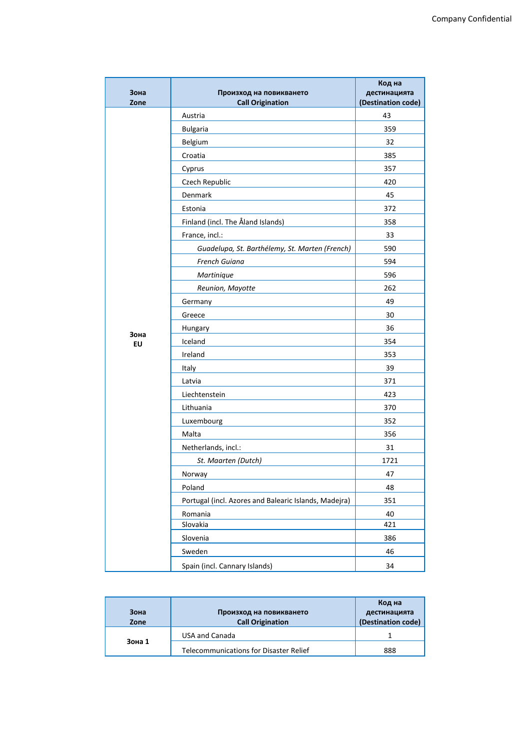| Зона<br>Zone | Произход на повикването<br>Call Origination | Код на дестинацията<br>(Destination code) |
|---|---|---|
| Зона EU | Austria | 43 |
| | Bulgaria | 359 |
| | Belgium | 32 |
| | Croatia | 385 |
| | Cyprus | 357 |
| | Czech Republic | 420 |
| | Denmark | 45 |
| | Estonia | 372 |
| | Finland (incl. The Åland Islands) | 358 |
| | France, incl.: | 33 |
| | *Guadelupa, St. Barthélemy, St. Marten (French)* | 590 |
| | *French Guiana* | 594 |
| | *Martinique* | 596 |
| | *Reunion, Mayotte* | 262 |
| | Germany | 49 |
| | Greece | 30 |
| | Hungary | 36 |
| | Iceland | 354 |
| | Ireland | 353 |
| | Italy | 39 |
| | Latvia | 371 |
| | Liechtenstein | 423 |
| | Lithuania | 370 |
| | Luxembourg | 352 |
| | Malta | 356 |
| | Netherlands, incl.: | 31 |
| | *St. Maarten (Dutch)* | 1721 |
| | Norway | 47 |
| | Poland | 48 |
| | Portugal (incl. Azores and Balearic Islands, Madejra) | 351 |
| | Romania | 40 |
| | Slovakia | 421 |
| | Slovenia | 386 |
| | Sweden | 46 |
| | Spain (incl. Cannary Islands) | 34 |

| Зона<br>Zone | Произход на повикването<br>Call Origination | Код на дестинацията<br>(Destination code) |
|---|---|---|
| Зона 1 | USA and Canada | 1 |
| | Telecommunications for Disaster Relief | 888 |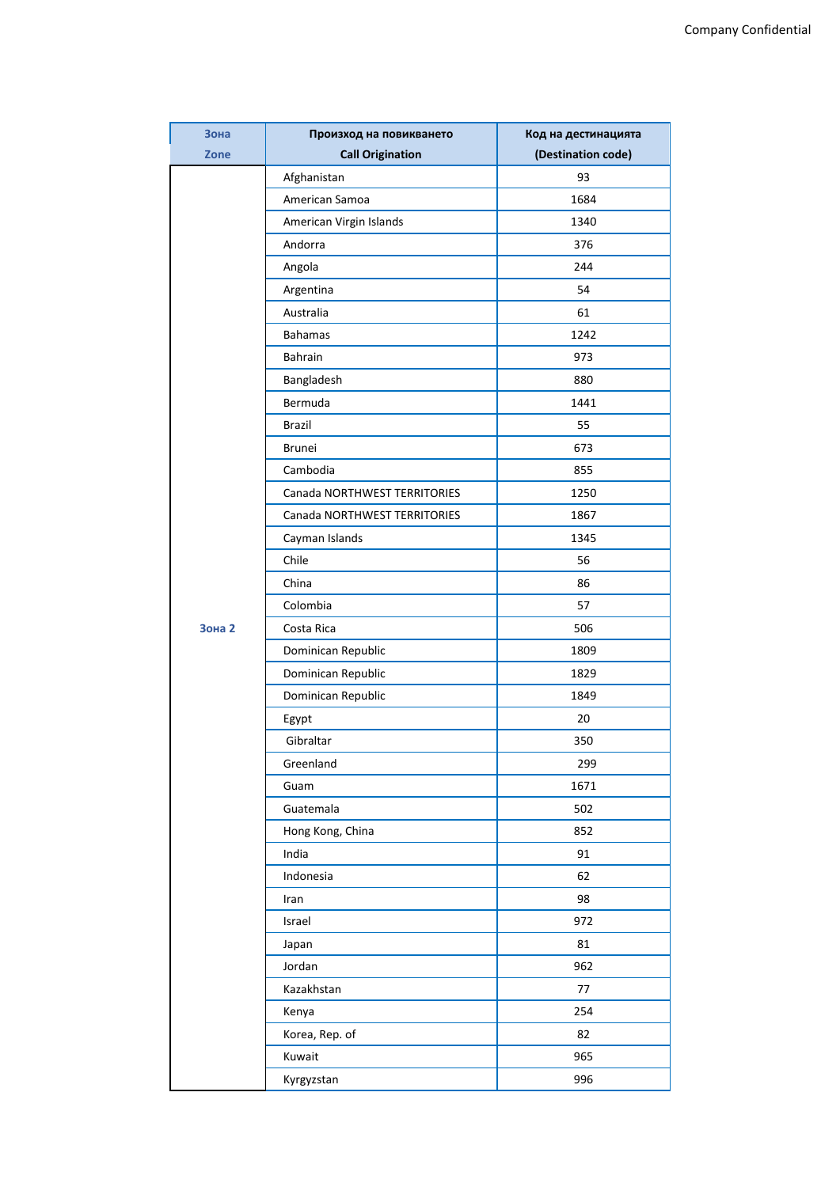| Зона<br>Zone | Произход на повикването<br>Call Origination | Код на дестинацията<br>(Destination code) |
|---|---|---|
| Зона 2 | Afghanistan | 93 |
| | American Samoa | 1684 |
| | American Virgin Islands | 1340 |
| | Andorra | 376 |
| | Angola | 244 |
| | Argentina | 54 |
| | Australia | 61 |
| | Bahamas | 1242 |
| | Bahrain | 973 |
| | Bangladesh | 880 |
| | Bermuda | 1441 |
| | Brazil | 55 |
| | Brunei | 673 |
| | Cambodia | 855 |
| | Canada NORTHWEST TERRITORIES | 1250 |
| | Canada NORTHWEST TERRITORIES | 1867 |
| | Cayman Islands | 1345 |
| | Chile | 56 |
| | China | 86 |
| | Colombia | 57 |
| | Costa Rica | 506 |
| | Dominican Republic | 1809 |
| | Dominican Republic | 1829 |
| | Dominican Republic | 1849 |
| | Egypt | 20 |
| | Gibraltar | 350 |
| | Greenland | 299 |
| | Guam | 1671 |
| | Guatemala | 502 |
| | Hong Kong, China | 852 |
| | India | 91 |
| | Indonesia | 62 |
| | Iran | 98 |
| | Israel | 972 |
| | Japan | 81 |
| | Jordan | 962 |
| | Kazakhstan | 77 |
| | Kenya | 254 |
| | Korea, Rep. of | 82 |
| | Kuwait | 965 |
| | Kyrgyzstan | 996 |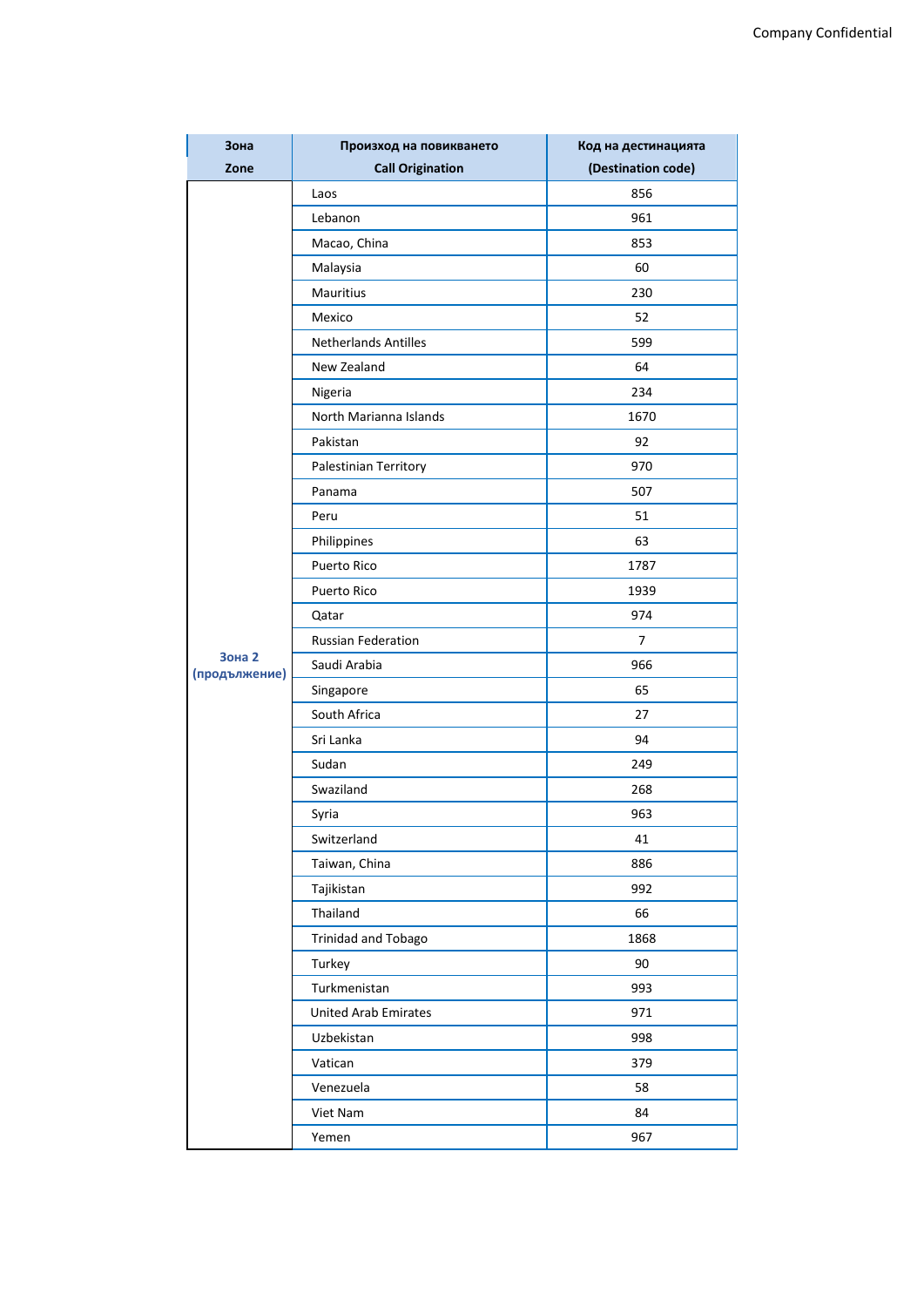| Зона<br>Zone | Произход на повикването<br>Call Origination | Код на дестинацията<br>(Destination code) |
|---|---|---|
| Зона 2 (продължение) | Laos | 856 |
| | Lebanon | 961 |
| | Macao, China | 853 |
| | Malaysia | 60 |
| | Mauritius | 230 |
| | Mexico | 52 |
| | Netherlands Antilles | 599 |
| | New Zealand | 64 |
| | Nigeria | 234 |
| | North Marianna Islands | 1670 |
| | Pakistan | 92 |
| | Palestinian Territory | 970 |
| | Panama | 507 |
| | Peru | 51 |
| | Philippines | 63 |
| | Puerto Rico | 1787 |
| | Puerto Rico | 1939 |
| | Qatar | 974 |
| | Russian Federation | 7 |
| | Saudi Arabia | 966 |
| | Singapore | 65 |
| | South Africa | 27 |
| | Sri Lanka | 94 |
| | Sudan | 249 |
| | Swaziland | 268 |
| | Syria | 963 |
| | Switzerland | 41 |
| | Taiwan, China | 886 |
| | Tajikistan | 992 |
| | Thailand | 66 |
| | Trinidad and Tobago | 1868 |
| | Turkey | 90 |
| | Turkmenistan | 993 |
| | United Arab Emirates | 971 |
| | Uzbekistan | 998 |
| | Vatican | 379 |
| | Venezuela | 58 |
| | Viet Nam | 84 |
| | Yemen | 967 |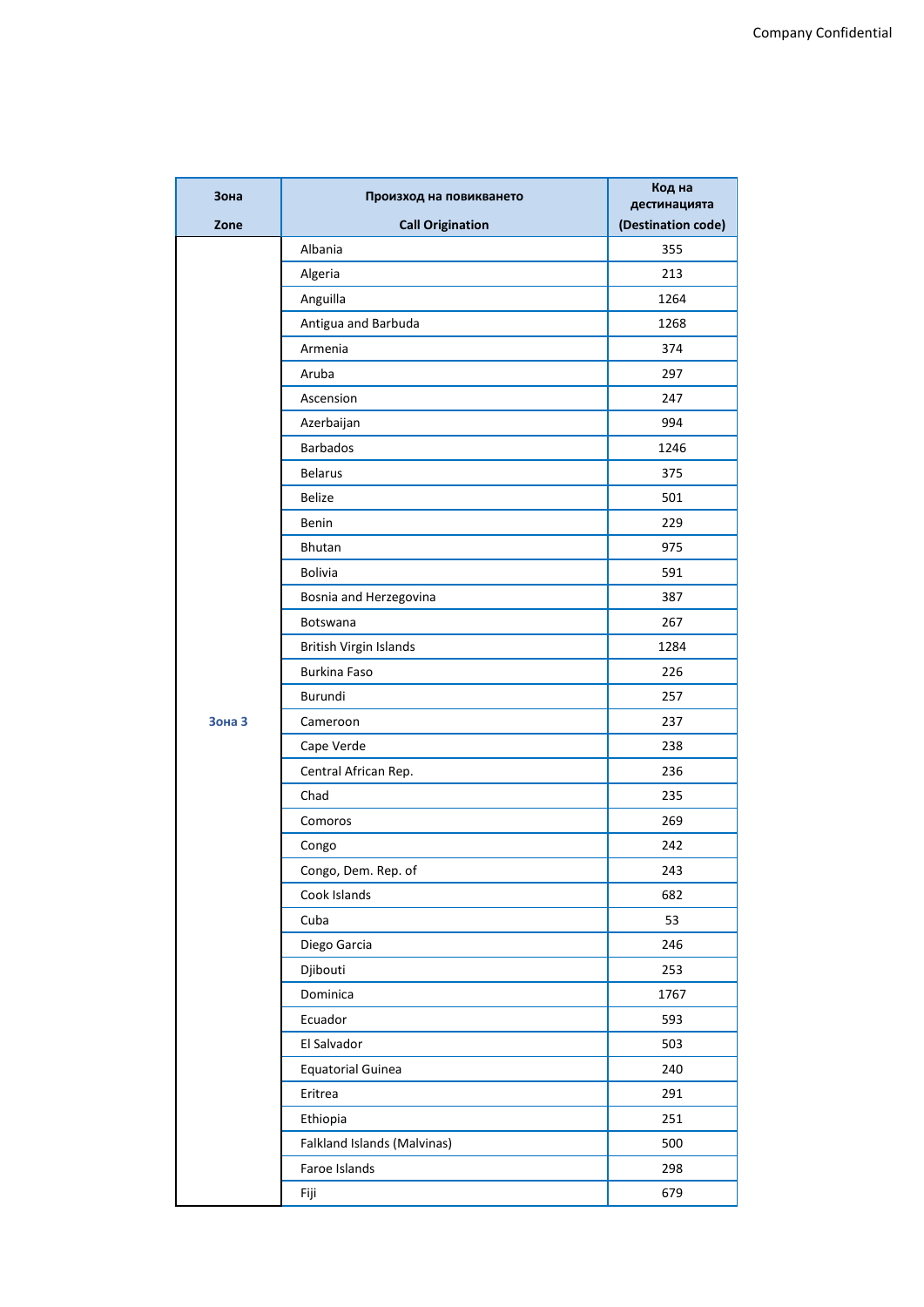| Зона<br>Zone | Произход на повикването<br>Call Origination | Код на дестинацията<br>(Destination code) |
|---|---|---|
| Зона 3 | Albania | 355 |
| | Algeria | 213 |
| | Anguilla | 1264 |
| | Antigua and Barbuda | 1268 |
| | Armenia | 374 |
| | Aruba | 297 |
| | Ascension | 247 |
| | Azerbaijan | 994 |
| | Barbados | 1246 |
| | Belarus | 375 |
| | Belize | 501 |
| | Benin | 229 |
| | Bhutan | 975 |
| | Bolivia | 591 |
| | Bosnia and Herzegovina | 387 |
| | Botswana | 267 |
| | British Virgin Islands | 1284 |
| | Burkina Faso | 226 |
| | Burundi | 257 |
| | Cameroon | 237 |
| | Cape Verde | 238 |
| | Central African Rep. | 236 |
| | Chad | 235 |
| | Comoros | 269 |
| | Congo | 242 |
| | Congo, Dem. Rep. of | 243 |
| | Cook Islands | 682 |
| | Cuba | 53 |
| | Diego Garcia | 246 |
| | Djibouti | 253 |
| | Dominica | 1767 |
| | Ecuador | 593 |
| | El Salvador | 503 |
| | Equatorial Guinea | 240 |
| | Eritrea | 291 |
| | Ethiopia | 251 |
| | Falkland Islands (Malvinas) | 500 |
| | Faroe Islands | 298 |
| | Fiji | 679 |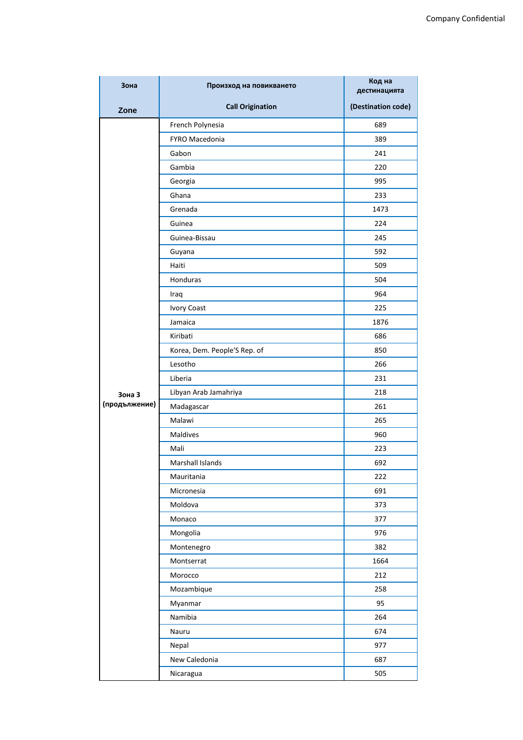| Зона<br><br>Zone | Произход на повикването<br><br>Call Origination | Код на дестинацията<br><br>(Destination code) |
|---|---|---|
| Зона 3 (продължение) | French Polynesia | 689 |
| | FYRO Macedonia | 389 |
| | Gabon | 241 |
| | Gambia | 220 |
| | Georgia | 995 |
| | Ghana | 233 |
| | Grenada | 1473 |
| | Guinea | 224 |
| | Guinea-Bissau | 245 |
| | Guyana | 592 |
| | Haiti | 509 |
| | Honduras | 504 |
| | Iraq | 964 |
| | Ivory Coast | 225 |
| | Jamaica | 1876 |
| | Kiribati | 686 |
| | Korea, Dem. People'S Rep. of | 850 |
| | Lesotho | 266 |
| | Liberia | 231 |
| | Libyan Arab Jamahriya | 218 |
| | Madagascar | 261 |
| | Malawi | 265 |
| | Maldives | 960 |
| | Mali | 223 |
| | Marshall Islands | 692 |
| | Mauritania | 222 |
| | Micronesia | 691 |
| | Moldova | 373 |
| | Monaco | 377 |
| | Mongolia | 976 |
| | Montenegro | 382 |
| | Montserrat | 1664 |
| | Morocco | 212 |
| | Mozambique | 258 |
| | Myanmar | 95 |
| | Namibia | 264 |
| | Nauru | 674 |
| | Nepal | 977 |
| | New Caledonia | 687 |
| | Nicaragua | 505 |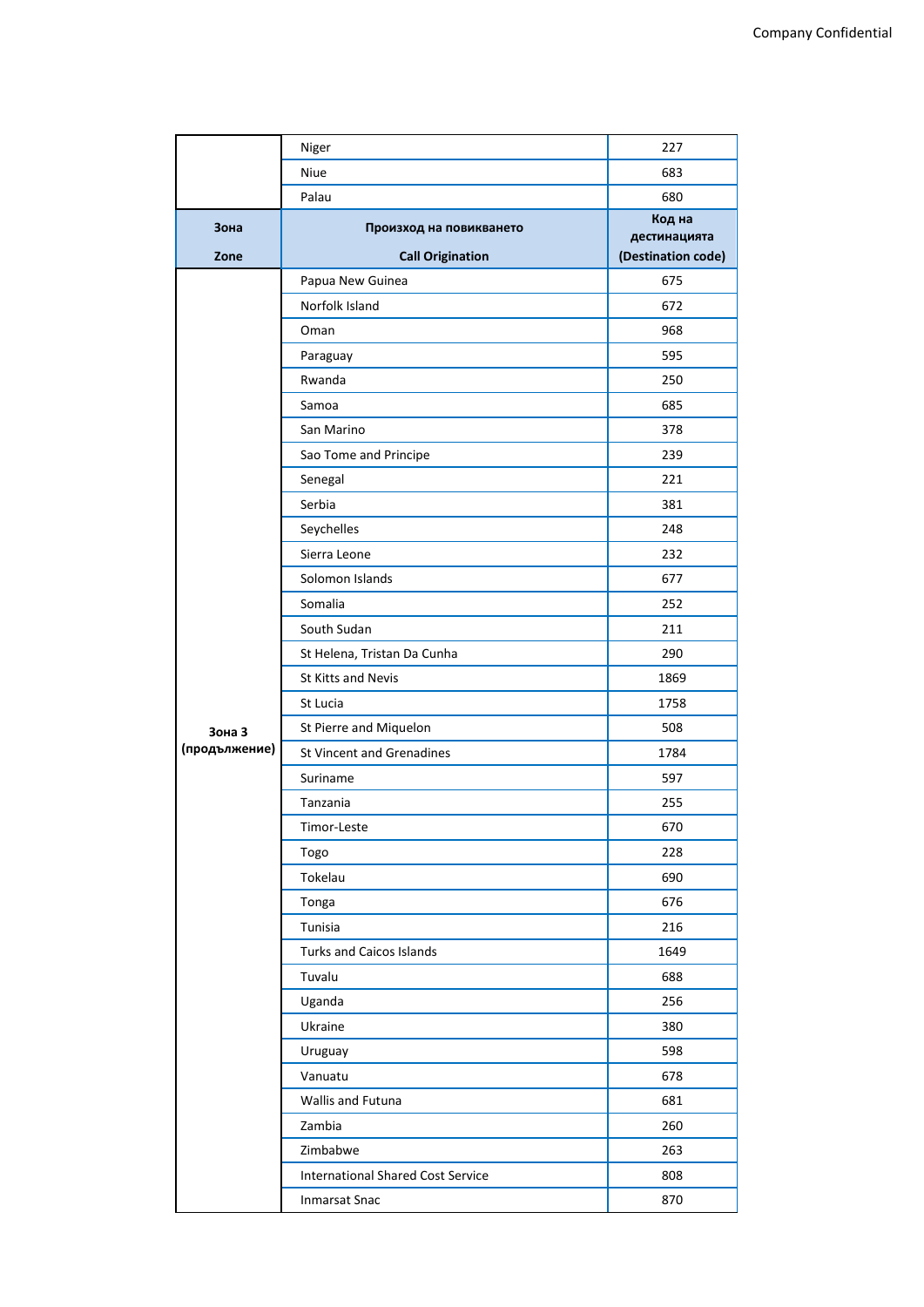| | | |
|---|---|---|
| | Niger | 227 |
| | Niue | 683 |
| | Palau | 680 |

| Зона<br>Zone | Произход на повикването<br>Call Origination | Код на дестинацията<br>(Destination code) |
|---|---|---|
| Зона 3 (продължение) | Papua New Guinea | 675 |
| | Norfolk Island | 672 |
| | Oman | 968 |
| | Paraguay | 595 |
| | Rwanda | 250 |
| | Samoa | 685 |
| | San Marino | 378 |
| | Sao Tome and Principe | 239 |
| | Senegal | 221 |
| | Serbia | 381 |
| | Seychelles | 248 |
| | Sierra Leone | 232 |
| | Solomon Islands | 677 |
| | Somalia | 252 |
| | South Sudan | 211 |
| | St Helena, Tristan Da Cunha | 290 |
| | St Kitts and Nevis | 1869 |
| | St Lucia | 1758 |
| | St Pierre and Miquelon | 508 |
| | St Vincent and Grenadines | 1784 |
| | Suriname | 597 |
| | Tanzania | 255 |
| | Timor-Leste | 670 |
| | Togo | 228 |
| | Tokelau | 690 |
| | Tonga | 676 |
| | Tunisia | 216 |
| | Turks and Caicos Islands | 1649 |
| | Tuvalu | 688 |
| | Uganda | 256 |
| | Ukraine | 380 |
| | Uruguay | 598 |
| | Vanuatu | 678 |
| | Wallis and Futuna | 681 |
| | Zambia | 260 |
| | Zimbabwe | 263 |
| | International Shared Cost Service | 808 |
| | Inmarsat Snac | 870 |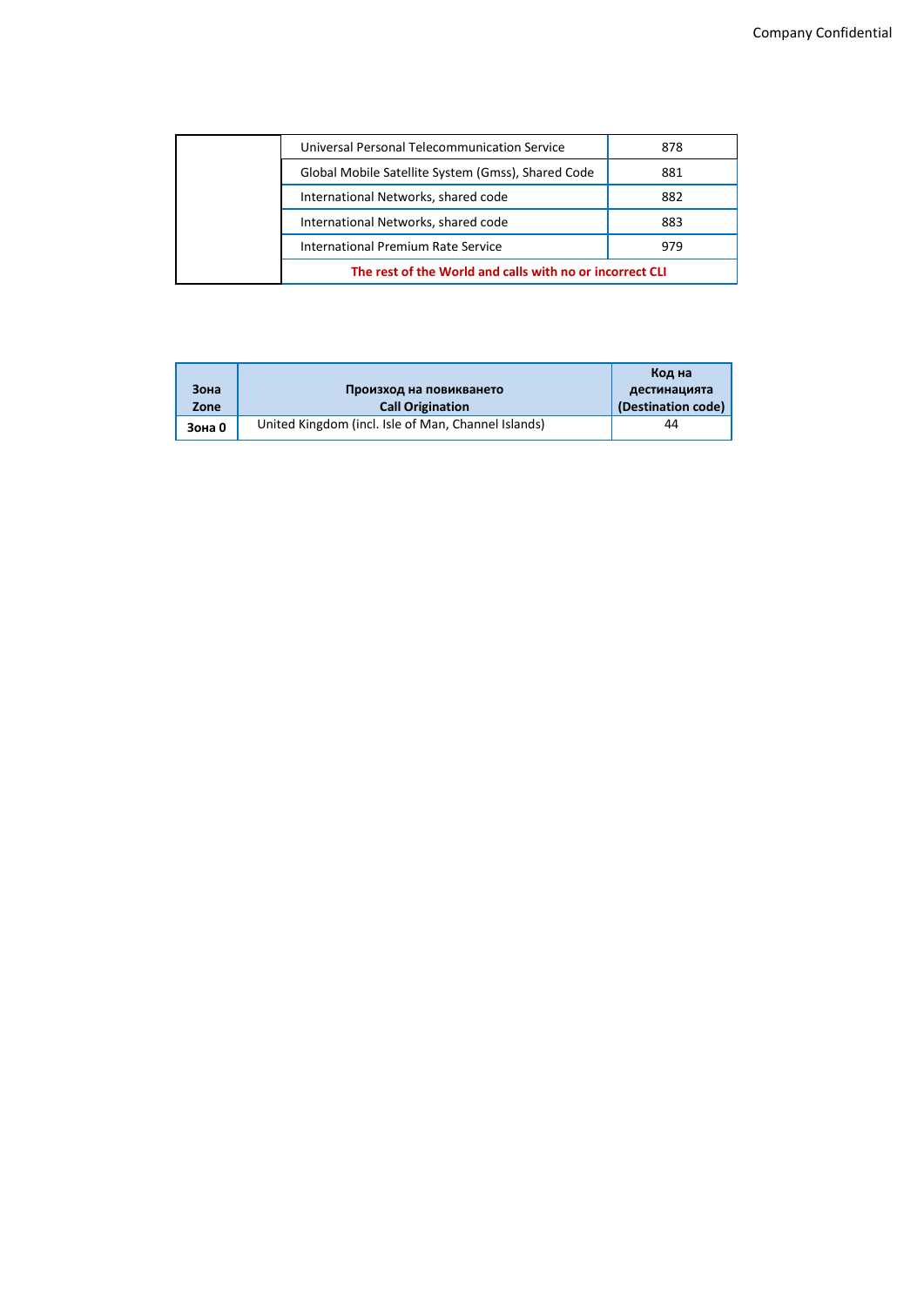| | | |
|---|---|---|
| | Universal Personal Telecommunication Service | 878 |
| | Global Mobile Satellite System (Gmss), Shared Code | 881 |
| | International Networks, shared code | 882 |
| | International Networks, shared code | 883 |
| | International Premium Rate Service | 979 |
| | **The rest of the World and calls with no or incorrect CLI** | |

| Зона<br>Zone | Произход на повикването<br>Call Origination | Код на дестинацията<br>(Destination code) |
|---|---|---|
| **Зона 0** | United Kingdom (incl. Isle of Man, Channel Islands) | 44 |